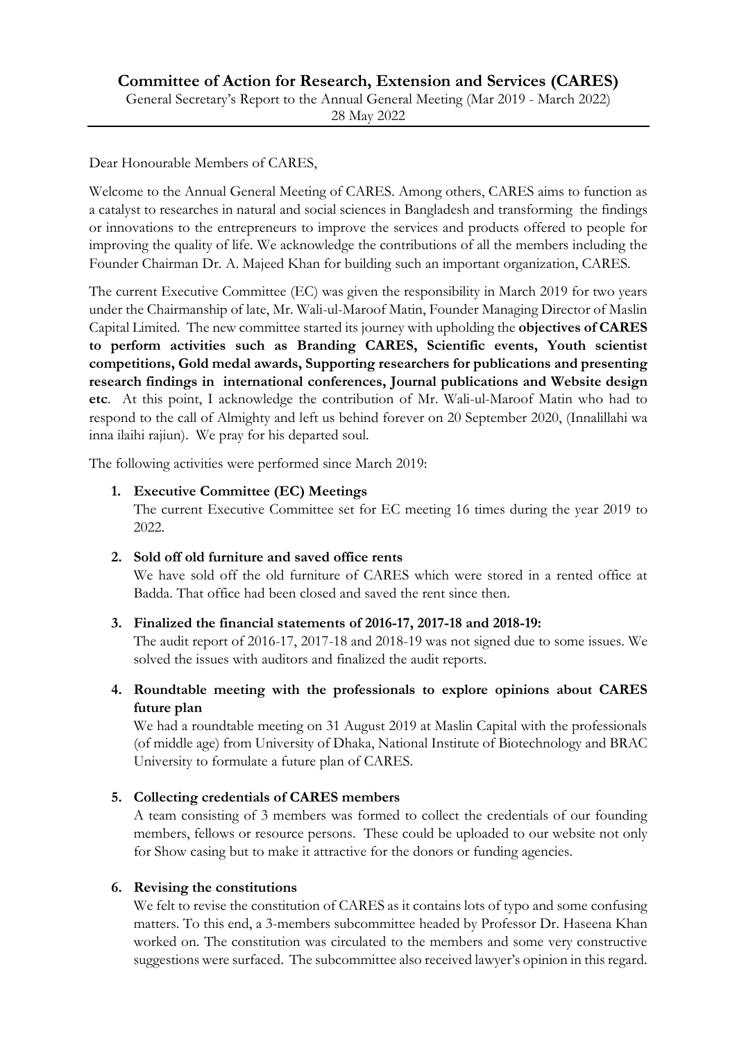# Committee of Action for Research, Extension and Services (CARES)

General Secretary's Report to the Annual General Meeting (Mar 2019 - March 2022)

28 May 2022

---

Dear Honourable Members of CARES,

Welcome to the Annual General Meeting of CARES. Among others, CARES aims to function as a catalyst to researches in natural and social sciences in Bangladesh and transforming the findings or innovations to the entrepreneurs to improve the services and products offered to people for improving the quality of life. We acknowledge the contributions of all the members including the Founder Chairman Dr. A. Majeed Khan for building such an important organization, CARES.

The current Executive Committee (EC) was given the responsibility in March 2019 for two years under the Chairmanship of late, Mr. Wali-ul-Maroof Matin, Founder Managing Director of Maslin Capital Limited. The new committee started its journey with upholding the **objectives of CARES to perform activities such as Branding CARES, Scientific events, Youth scientist competitions, Gold medal awards, Supporting researchers for publications and presenting research findings in international conferences, Journal publications and Website design etc**. At this point, I acknowledge the contribution of Mr. Wali-ul-Maroof Matin who had to respond to the call of Almighty and left us behind forever on 20 September 2020, (Innalillahi wa inna ilaihi rajiun). We pray for his departed soul.

The following activities were performed since March 2019:

1. **Executive Committee (EC) Meetings**
   The current Executive Committee set for EC meeting 16 times during the year 2019 to 2022.

2. **Sold off old furniture and saved office rents**
   We have sold off the old furniture of CARES which were stored in a rented office at Badda. That office had been closed and saved the rent since then.

3. **Finalized the financial statements of 2016-17, 2017-18 and 2018-19:**
   The audit report of 2016-17, 2017-18 and 2018-19 was not signed due to some issues. We solved the issues with auditors and finalized the audit reports.

4. **Roundtable meeting with the professionals to explore opinions about CARES future plan**
   We had a roundtable meeting on 31 August 2019 at Maslin Capital with the professionals (of middle age) from University of Dhaka, National Institute of Biotechnology and BRAC University to formulate a future plan of CARES.

5. **Collecting credentials of CARES members**
   A team consisting of 3 members was formed to collect the credentials of our founding members, fellows or resource persons. These could be uploaded to our website not only for Show casing but to make it attractive for the donors or funding agencies.

6. **Revising the constitutions**
   We felt to revise the constitution of CARES as it contains lots of typo and some confusing matters. To this end, a 3-members subcommittee headed by Professor Dr. Haseena Khan worked on. The constitution was circulated to the members and some very constructive suggestions were surfaced. The subcommittee also received lawyer's opinion in this regard.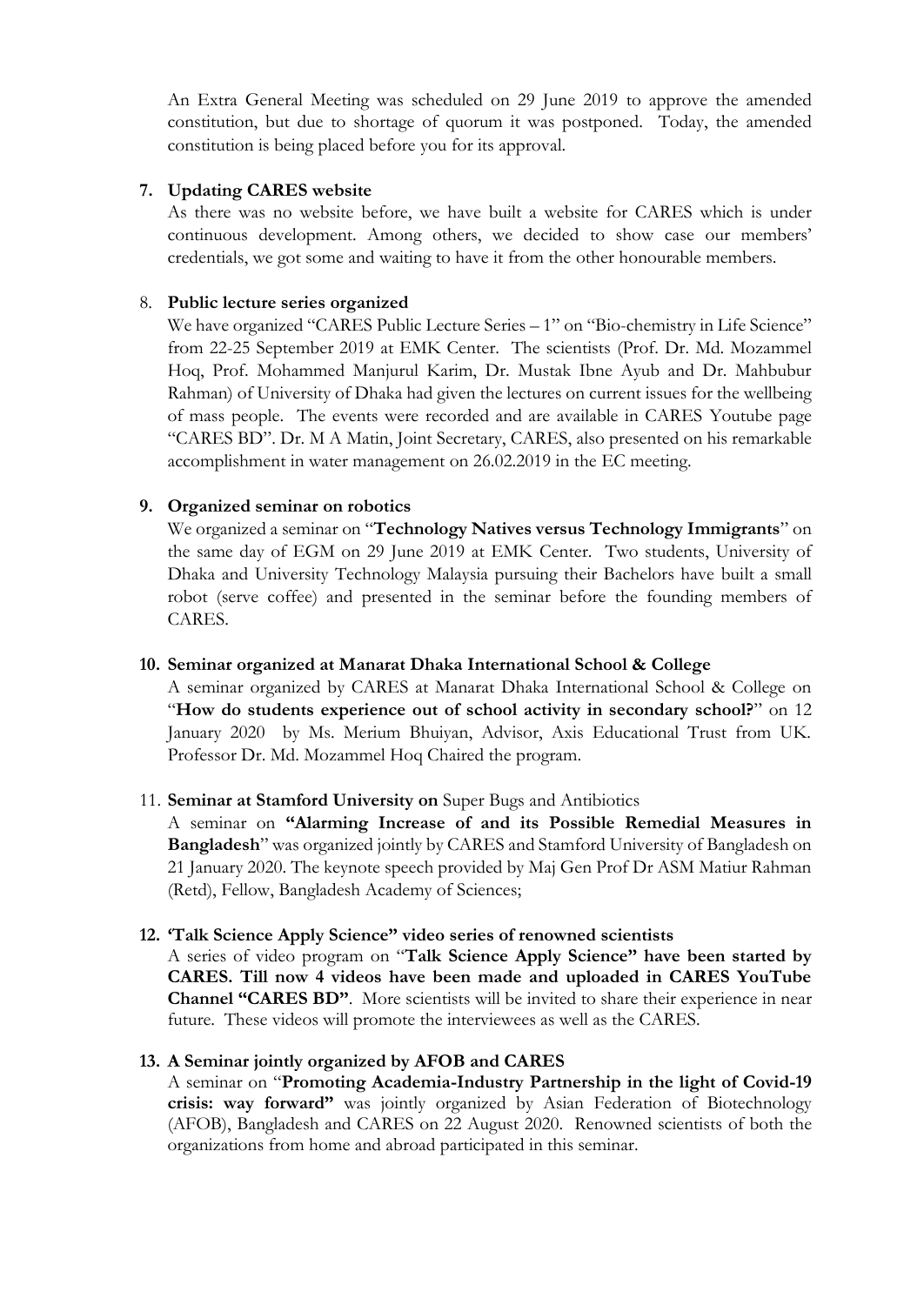An Extra General Meeting was scheduled on 29 June 2019 to approve the amended constitution, but due to shortage of quorum it was postponed. Today, the amended constitution is being placed before you for its approval.

7. **Updating CARES website**

   As there was no website before, we have built a website for CARES which is under continuous development. Among others, we decided to show case our members' credentials, we got some and waiting to have it from the other honourable members.

8. **Public lecture series organized**

   We have organized "CARES Public Lecture Series – 1" on "Bio-chemistry in Life Science" from 22-25 September 2019 at EMK Center. The scientists (Prof. Dr. Md. Mozammel Hoq, Prof. Mohammed Manjurul Karim, Dr. Mustak Ibne Ayub and Dr. Mahbubur Rahman) of University of Dhaka had given the lectures on current issues for the wellbeing of mass people. The events were recorded and are available in CARES Youtube page "CARES BD". Dr. M A Matin, Joint Secretary, CARES, also presented on his remarkable accomplishment in water management on 26.02.2019 in the EC meeting.

9. **Organized seminar on robotics**

   We organized a seminar on "**Technology Natives versus Technology Immigrants**" on the same day of EGM on 29 June 2019 at EMK Center. Two students, University of Dhaka and University Technology Malaysia pursuing their Bachelors have built a small robot (serve coffee) and presented in the seminar before the founding members of CARES.

10. **Seminar organized at Manarat Dhaka International School & College**

    A seminar organized by CARES at Manarat Dhaka International School & College on "**How do students experience out of school activity in secondary school?**" on 12 January 2020 by Ms. Merium Bhuiyan, Advisor, Axis Educational Trust from UK. Professor Dr. Md. Mozammel Hoq Chaired the program.

11. **Seminar at Stamford University on** Super Bugs and Antibiotics

    A seminar on **"Alarming Increase of and its Possible Remedial Measures in Bangladesh**" was organized jointly by CARES and Stamford University of Bangladesh on 21 January 2020. The keynote speech provided by Maj Gen Prof Dr ASM Matiur Rahman (Retd), Fellow, Bangladesh Academy of Sciences;

12. **'Talk Science Apply Science" video series of renowned scientists**

    A series of video program on "**Talk Science Apply Science" have been started by CARES. Till now 4 videos have been made and uploaded in CARES YouTube Channel "CARES BD"**. More scientists will be invited to share their experience in near future. These videos will promote the interviewees as well as the CARES.

13. **A Seminar jointly organized by AFOB and CARES**

    A seminar on "**Promoting Academia-Industry Partnership in the light of Covid-19 crisis: way forward"** was jointly organized by Asian Federation of Biotechnology (AFOB), Bangladesh and CARES on 22 August 2020. Renowned scientists of both the organizations from home and abroad participated in this seminar.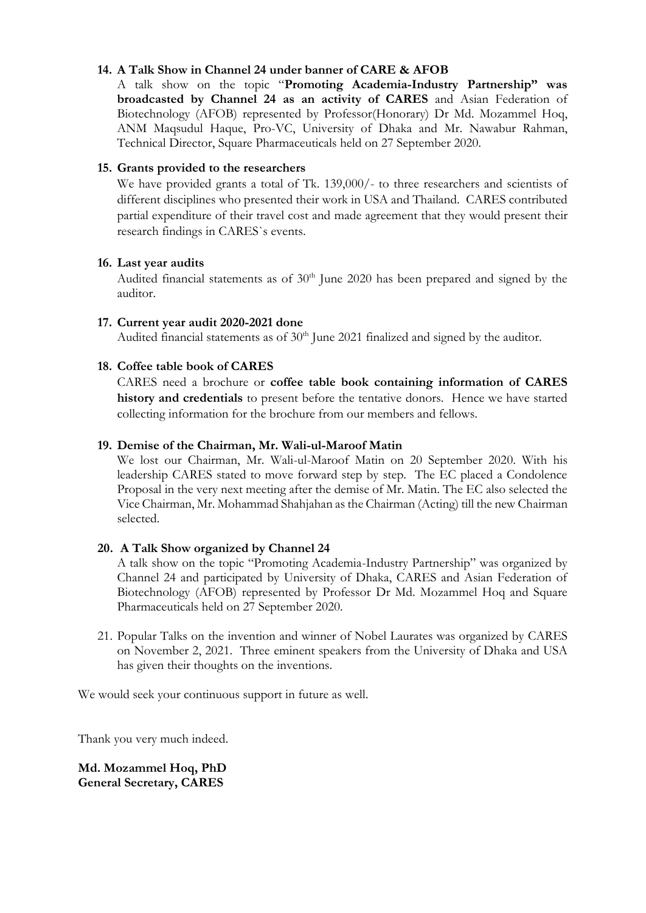14. **A Talk Show in Channel 24 under banner of CARE & AFOB**

    A talk show on the topic "**Promoting Academia-Industry Partnership" was broadcasted by Channel 24 as an activity of CARES** and Asian Federation of Biotechnology (AFOB) represented by Professor(Honorary) Dr Md. Mozammel Hoq, ANM Maqsudul Haque, Pro-VC, University of Dhaka and Mr. Nawabur Rahman, Technical Director, Square Pharmaceuticals held on 27 September 2020.

15. **Grants provided to the researchers**

    We have provided grants a total of Tk. 139,000/- to three researchers and scientists of different disciplines who presented their work in USA and Thailand. CARES contributed partial expenditure of their travel cost and made agreement that they would present their research findings in CARES`s events.

16. **Last year audits**

    Audited financial statements as of 30th June 2020 has been prepared and signed by the auditor.

17. **Current year audit 2020-2021 done**

    Audited financial statements as of 30th June 2021 finalized and signed by the auditor.

18. **Coffee table book of CARES**

    CARES need a brochure or **coffee table book containing information of CARES history and credentials** to present before the tentative donors. Hence we have started collecting information for the brochure from our members and fellows.

19. **Demise of the Chairman, Mr. Wali-ul-Maroof Matin**

    We lost our Chairman, Mr. Wali-ul-Maroof Matin on 20 September 2020. With his leadership CARES stated to move forward step by step. The EC placed a Condolence Proposal in the very next meeting after the demise of Mr. Matin. The EC also selected the Vice Chairman, Mr. Mohammad Shahjahan as the Chairman (Acting) till the new Chairman selected.

20. **A Talk Show organized by Channel 24**

    A talk show on the topic "Promoting Academia-Industry Partnership" was organized by Channel 24 and participated by University of Dhaka, CARES and Asian Federation of Biotechnology (AFOB) represented by Professor Dr Md. Mozammel Hoq and Square Pharmaceuticals held on 27 September 2020.

21. Popular Talks on the invention and winner of Nobel Laurates was organized by CARES on November 2, 2021. Three eminent speakers from the University of Dhaka and USA has given their thoughts on the inventions.

We would seek your continuous support in future as well.

Thank you very much indeed.

**Md. Mozammel Hoq, PhD**
**General Secretary, CARES**